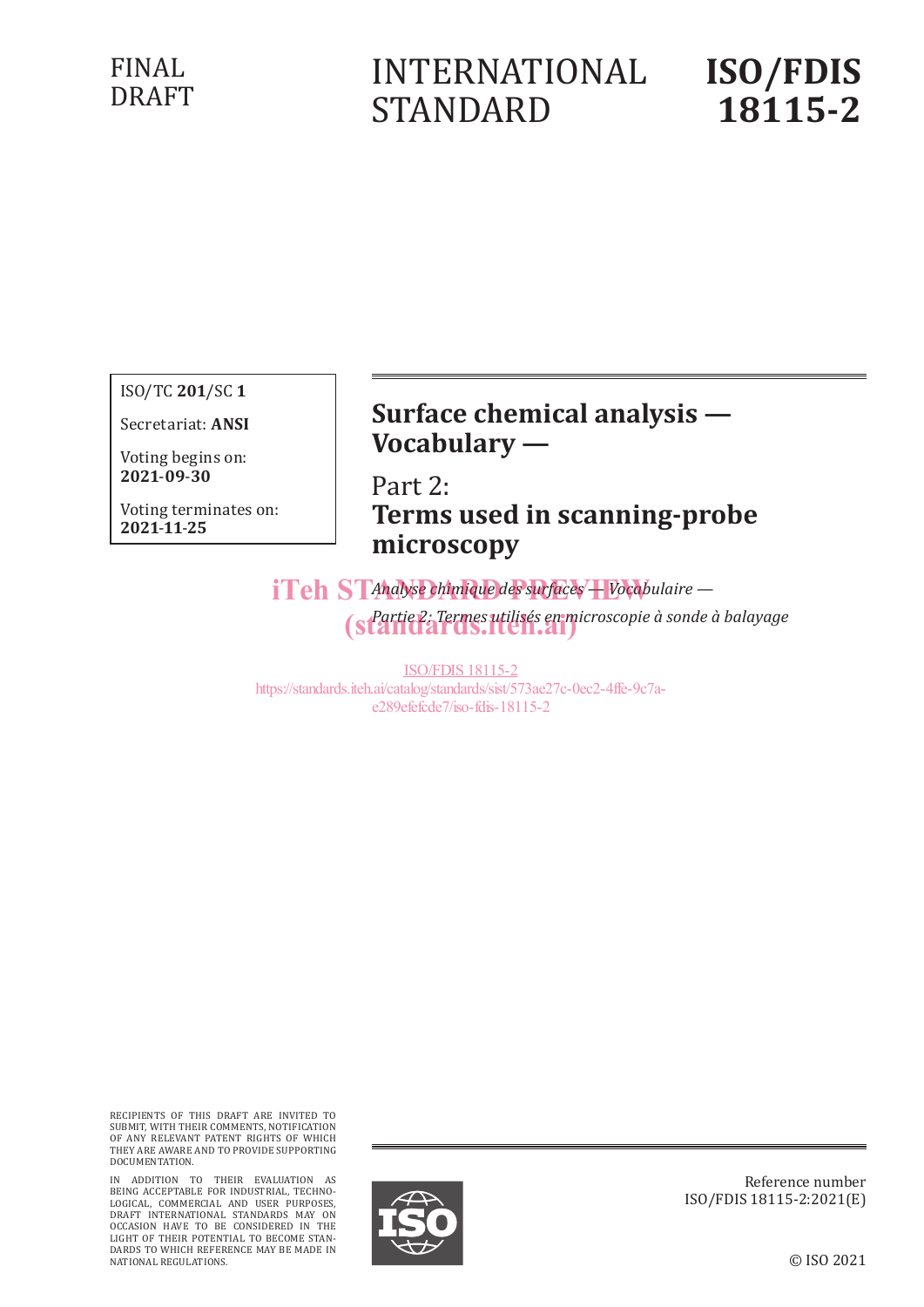FINAL DRAFT

# INTERNATIONAL STANDARD

# ISO/FDIS 18115-2

ISO/TC **201**/SC **1**

Secretariat: **ANSI**

Voting begins on: **2021-09-30**

Voting terminates on: **2021-11-25**

## Surface chemical analysis — Vocabulary —

## Part 2: **Terms used in scanning-probe microscopy**

*Analyse chimique des surfaces — Vocabulaire —*

*Partie 2: Termes utilisés en microscopie à sonde à balayage*

iTeh STANDARD PREVIEW
(standards.iteh.ai)

ISO/FDIS 18115-2
https://standards.iteh.ai/catalog/standards/sist/573ae27c-0ec2-4ffe-9c7a-e289efefcde7/iso-fdis-18115-2

RECIPIENTS OF THIS DRAFT ARE INVITED TO SUBMIT, WITH THEIR COMMENTS, NOTIFICATION OF ANY RELEVANT PATENT RIGHTS OF WHICH THEY ARE AWARE AND TO PROVIDE SUPPORTING DOCUMENTATION.

IN ADDITION TO THEIR EVALUATION AS BEING ACCEPTABLE FOR INDUSTRIAL, TECHNOLOGICAL, COMMERCIAL AND USER PURPOSES, DRAFT INTERNATIONAL STANDARDS MAY ON OCCASION HAVE TO BE CONSIDERED IN THE LIGHT OF THEIR POTENTIAL TO BECOME STANDARDS TO WHICH REFERENCE MAY BE MADE IN NATIONAL REGULATIONS.

Reference number
ISO/FDIS 18115-2:2021(E)

© ISO 2021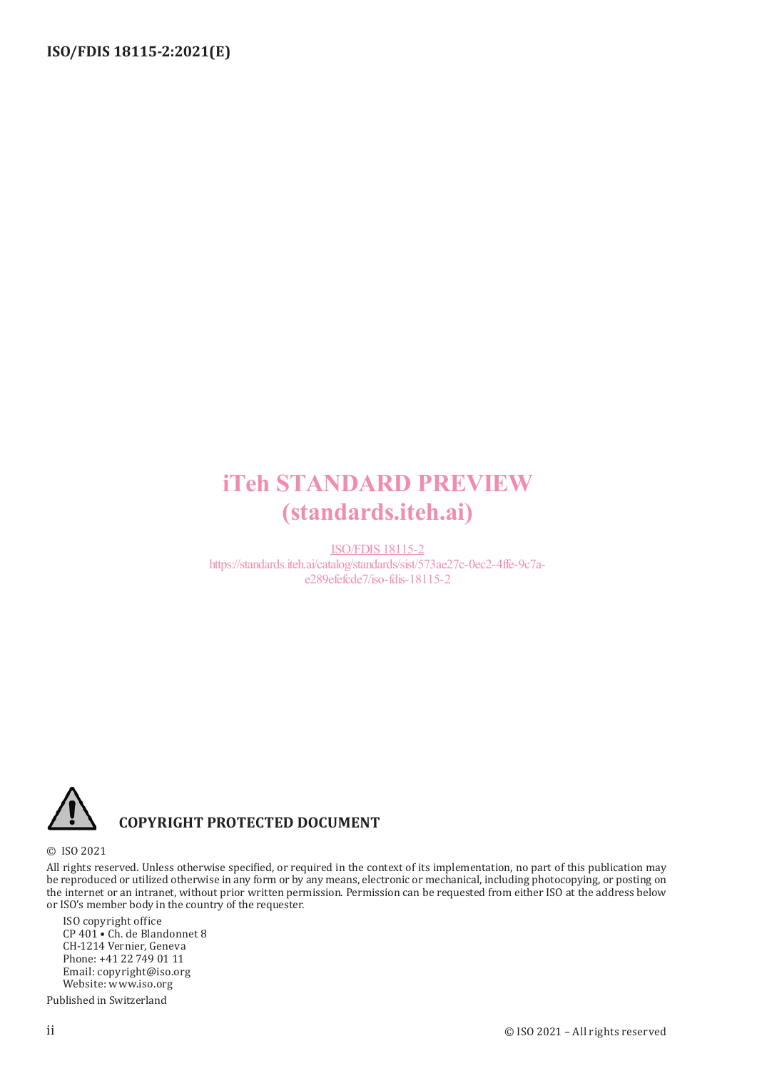iTeh STANDARD PREVIEW
(standards.iteh.ai)

ISO/FDIS 18115-2
https://standards.iteh.ai/catalog/standards/sist/573ae27c-0ec2-4ffe-9c7a-e289efefcde7/iso-fdis-18115-2

**COPYRIGHT PROTECTED DOCUMENT**

© ISO 2021

All rights reserved. Unless otherwise specified, or required in the context of its implementation, no part of this publication may be reproduced or utilized otherwise in any form or by any means, electronic or mechanical, including photocopying, or posting on the internet or an intranet, without prior written permission. Permission can be requested from either ISO at the address below or ISO's member body in the country of the requester.

ISO copyright office
CP 401 • Ch. de Blandonnet 8
CH-1214 Vernier, Geneva
Phone: +41 22 749 01 11
Email: copyright@iso.org
Website: www.iso.org

Published in Switzerland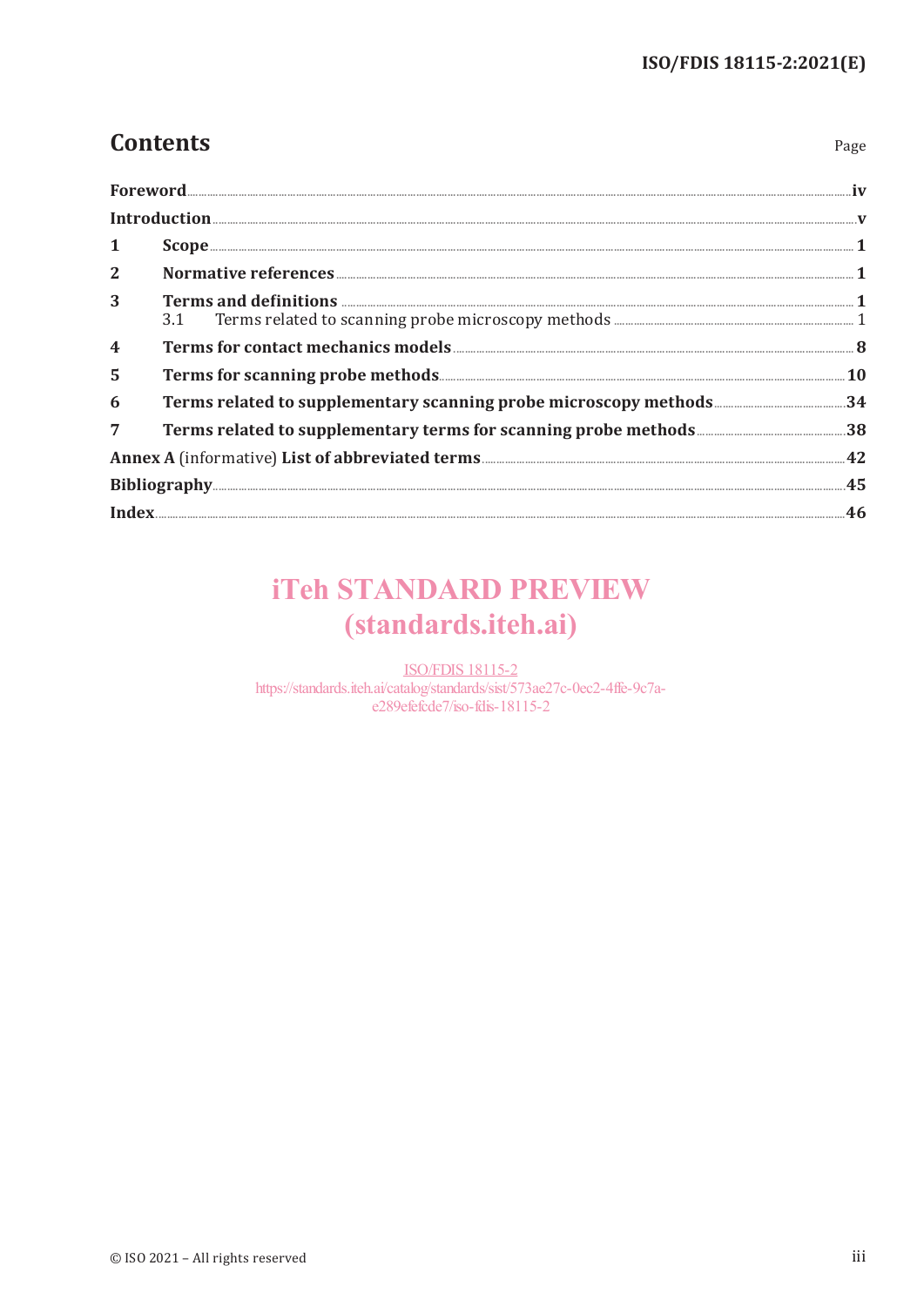# Contents

Page

**Foreword** .......... **iv**

**Introduction** .......... **v**

**1 Scope** .......... **1**

**2 Normative references** .......... **1**

**3 Terms and definitions** .......... **1**

3.1 Terms related to scanning probe microscopy methods .......... 1

**4 Terms for contact mechanics models** .......... **8**

**5 Terms for scanning probe methods** .......... **10**

**6 Terms related to supplementary scanning probe microscopy methods** .......... **34**

**7 Terms related to supplementary terms for scanning probe methods** .......... **38**

**Annex A** (informative) **List of abbreviated terms** .......... **42**

**Bibliography** .......... **45**

**Index** .......... **46**

iTeh STANDARD PREVIEW
(standards.iteh.ai)

ISO/FDIS 18115-2
https://standards.iteh.ai/catalog/standards/sist/573ae27c-0ec2-4ffe-9c7a-e289efefcde7/iso-fdis-18115-2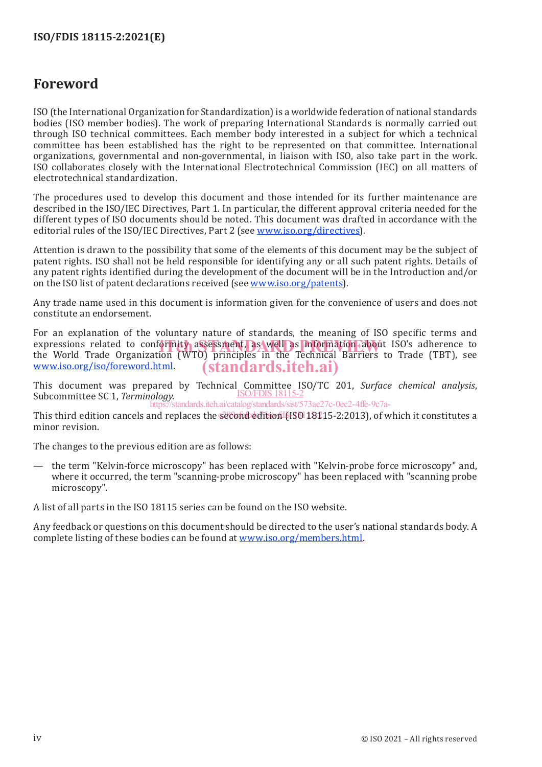# Foreword

ISO (the International Organization for Standardization) is a worldwide federation of national standards bodies (ISO member bodies). The work of preparing International Standards is normally carried out through ISO technical committees. Each member body interested in a subject for which a technical committee has been established has the right to be represented on that committee. International organizations, governmental and non-governmental, in liaison with ISO, also take part in the work. ISO collaborates closely with the International Electrotechnical Commission (IEC) on all matters of electrotechnical standardization.

The procedures used to develop this document and those intended for its further maintenance are described in the ISO/IEC Directives, Part 1. In particular, the different approval criteria needed for the different types of ISO documents should be noted. This document was drafted in accordance with the editorial rules of the ISO/IEC Directives, Part 2 (see www.iso.org/directives).

Attention is drawn to the possibility that some of the elements of this document may be the subject of patent rights. ISO shall not be held responsible for identifying any or all such patent rights. Details of any patent rights identified during the development of the document will be in the Introduction and/or on the ISO list of patent declarations received (see www.iso.org/patents).

Any trade name used in this document is information given for the convenience of users and does not constitute an endorsement.

For an explanation of the voluntary nature of standards, the meaning of ISO specific terms and expressions related to conformity assessment, as well as information about ISO's adherence to the World Trade Organization (WTO) principles in the Technical Barriers to Trade (TBT), see www.iso.org/iso/foreword.html.

This document was prepared by Technical Committee ISO/TC 201, *Surface chemical analysis*, Subcommittee SC 1, *Terminology*.

This third edition cancels and replaces the second edition (ISO 18115-2:2013), of which it constitutes a minor revision.

The changes to the previous edition are as follows:

— the term "Kelvin-force microscopy" has been replaced with "Kelvin-probe force microscopy" and, where it occurred, the term "scanning-probe microscopy" has been replaced with "scanning probe microscopy".

A list of all parts in the ISO 18115 series can be found on the ISO website.

Any feedback or questions on this document should be directed to the user's national standards body. A complete listing of these bodies can be found at www.iso.org/members.html.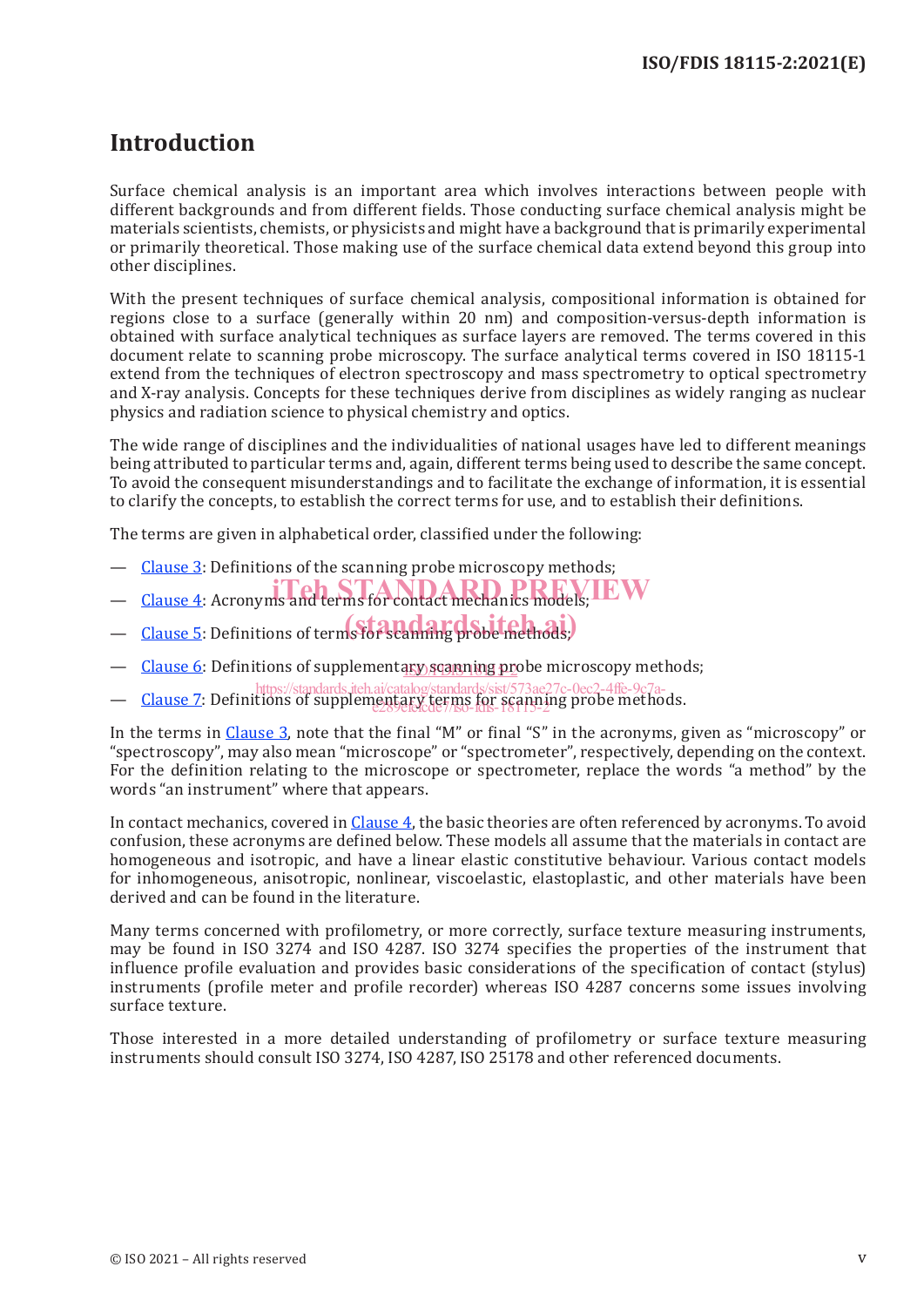# Introduction

Surface chemical analysis is an important area which involves interactions between people with different backgrounds and from different fields. Those conducting surface chemical analysis might be materials scientists, chemists, or physicists and might have a background that is primarily experimental or primarily theoretical. Those making use of the surface chemical data extend beyond this group into other disciplines.

With the present techniques of surface chemical analysis, compositional information is obtained for regions close to a surface (generally within 20 nm) and composition-versus-depth information is obtained with surface analytical techniques as surface layers are removed. The terms covered in this document relate to scanning probe microscopy. The surface analytical terms covered in ISO 18115-1 extend from the techniques of electron spectroscopy and mass spectrometry to optical spectrometry and X-ray analysis. Concepts for these techniques derive from disciplines as widely ranging as nuclear physics and radiation science to physical chemistry and optics.

The wide range of disciplines and the individualities of national usages have led to different meanings being attributed to particular terms and, again, different terms being used to describe the same concept. To avoid the consequent misunderstandings and to facilitate the exchange of information, it is essential to clarify the concepts, to establish the correct terms for use, and to establish their definitions.

The terms are given in alphabetical order, classified under the following:

— Clause 3: Definitions of the scanning probe microscopy methods;

— Clause 4: Acronyms and terms for contact mechanics models;

— Clause 5: Definitions of terms for scanning probe methods;

— Clause 6: Definitions of supplementary scanning probe microscopy methods;

— Clause 7: Definitions of supplementary terms for scanning probe methods.

In the terms in Clause 3, note that the final "M" or final "S" in the acronyms, given as "microscopy" or "spectroscopy", may also mean "microscope" or "spectrometer", respectively, depending on the context. For the definition relating to the microscope or spectrometer, replace the words "a method" by the words "an instrument" where that appears.

In contact mechanics, covered in Clause 4, the basic theories are often referenced by acronyms. To avoid confusion, these acronyms are defined below. These models all assume that the materials in contact are homogeneous and isotropic, and have a linear elastic constitutive behaviour. Various contact models for inhomogeneous, anisotropic, nonlinear, viscoelastic, elastoplastic, and other materials have been derived and can be found in the literature.

Many terms concerned with profilometry, or more correctly, surface texture measuring instruments, may be found in ISO 3274 and ISO 4287. ISO 3274 specifies the properties of the instrument that influence profile evaluation and provides basic considerations of the specification of contact (stylus) instruments (profile meter and profile recorder) whereas ISO 4287 concerns some issues involving surface texture.

Those interested in a more detailed understanding of profilometry or surface texture measuring instruments should consult ISO 3274, ISO 4287, ISO 25178 and other referenced documents.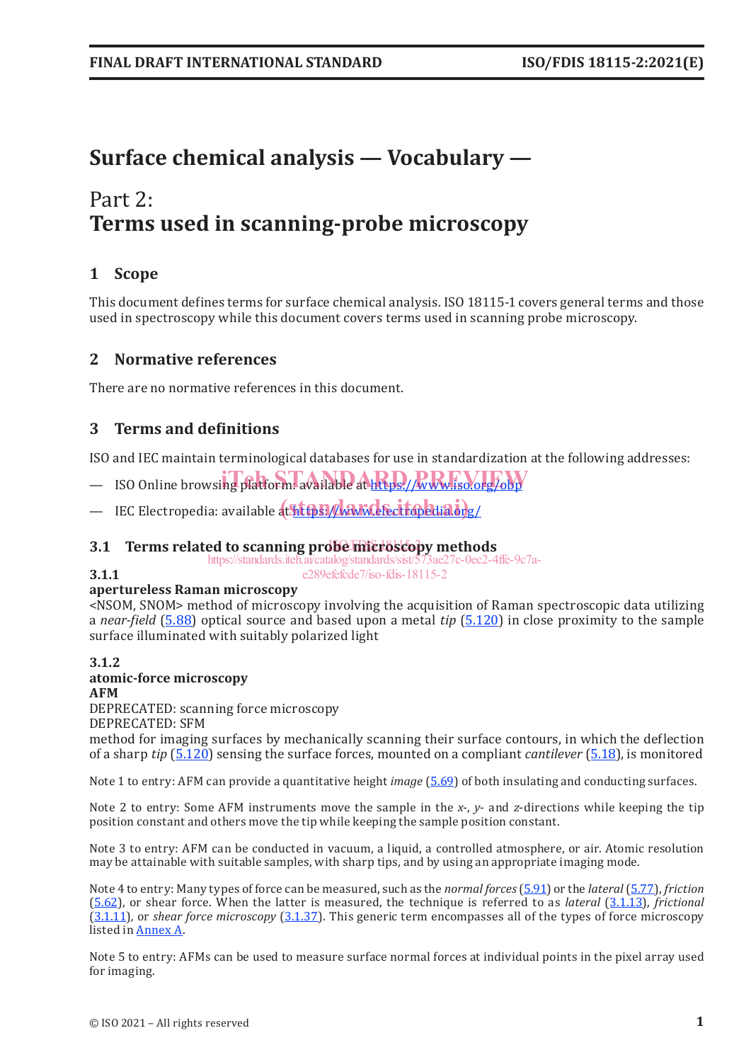# Surface chemical analysis — Vocabulary —

## Part 2:
## Terms used in scanning-probe microscopy

## 1 Scope

This document defines terms for surface chemical analysis. ISO 18115-1 covers general terms and those used in spectroscopy while this document covers terms used in scanning probe microscopy.

## 2 Normative references

There are no normative references in this document.

## 3 Terms and definitions

ISO and IEC maintain terminological databases for use in standardization at the following addresses:

— ISO Online browsing platform: available at https://www.iso.org/obp

— IEC Electropedia: available at https://www.electropedia.org/

### 3.1 Terms related to scanning probe microscopy methods

**3.1.1**
**apertureless Raman microscopy**
<NSOM, SNOM> method of microscopy involving the acquisition of Raman spectroscopic data utilizing a *near-field* (5.88) optical source and based upon a metal *tip* (5.120) in close proximity to the sample surface illuminated with suitably polarized light

**3.1.2**
**atomic-force microscopy**
**AFM**
DEPRECATED: scanning force microscopy
DEPRECATED: SFM
method for imaging surfaces by mechanically scanning their surface contours, in which the deflection of a sharp *tip* (5.120) sensing the surface forces, mounted on a compliant *cantilever* (5.18), is monitored

Note 1 to entry: AFM can provide a quantitative height *image* (5.69) of both insulating and conducting surfaces.

Note 2 to entry: Some AFM instruments move the sample in the *x*-, *y*- and *z*-directions while keeping the tip position constant and others move the tip while keeping the sample position constant.

Note 3 to entry: AFM can be conducted in vacuum, a liquid, a controlled atmosphere, or air. Atomic resolution may be attainable with suitable samples, with sharp tips, and by using an appropriate imaging mode.

Note 4 to entry: Many types of force can be measured, such as the *normal forces* (5.91) or the *lateral* (5.77), *friction* (5.62), or shear force. When the latter is measured, the technique is referred to as *lateral* (3.1.13), *frictional* (3.1.11), or *shear force microscopy* (3.1.37). This generic term encompasses all of the types of force microscopy listed in Annex A.

Note 5 to entry: AFMs can be used to measure surface normal forces at individual points in the pixel array used for imaging.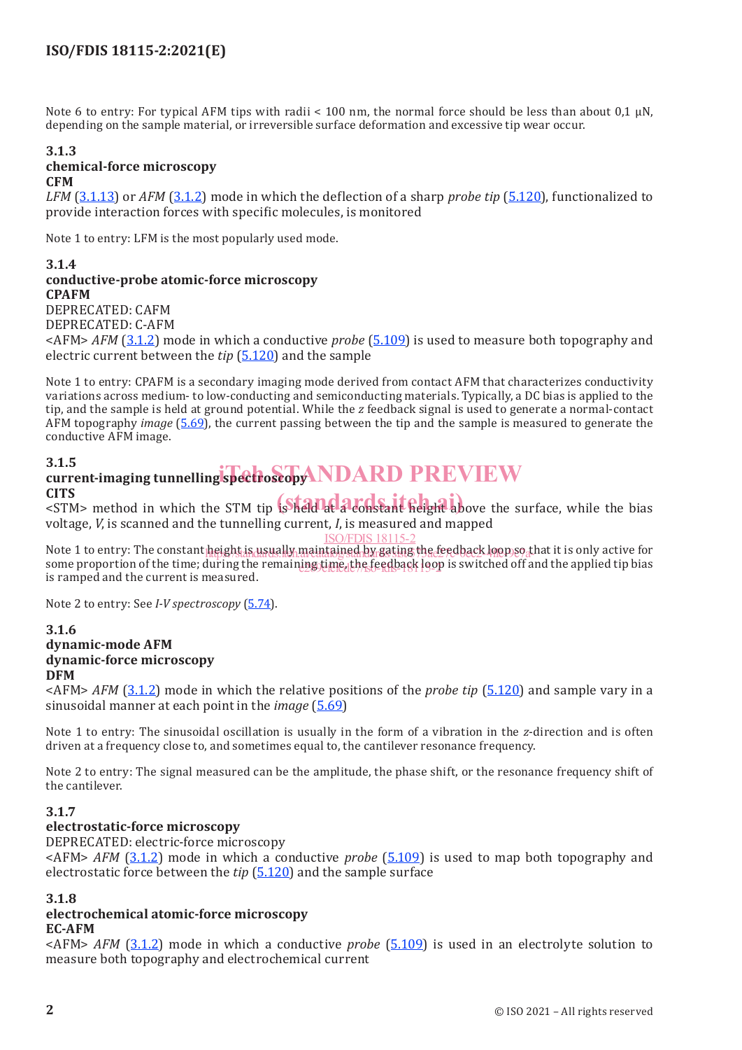Note 6 to entry: For typical AFM tips with radii < 100 nm, the normal force should be less than about 0,1 µN, depending on the sample material, or irreversible surface deformation and excessive tip wear occur.

**3.1.3**
**chemical-force microscopy**
**CFM**
*LFM* (3.1.13) or *AFM* (3.1.2) mode in which the deflection of a sharp *probe tip* (5.120), functionalized to provide interaction forces with specific molecules, is monitored

Note 1 to entry: LFM is the most popularly used mode.

**3.1.4**
**conductive-probe atomic-force microscopy**
**CPAFM**
DEPRECATED: CAFM
DEPRECATED: C-AFM
<AFM> *AFM* (3.1.2) mode in which a conductive *probe* (5.109) is used to measure both topography and electric current between the *tip* (5.120) and the sample

Note 1 to entry: CPAFM is a secondary imaging mode derived from contact AFM that characterizes conductivity variations across medium- to low-conducting and semiconducting materials. Typically, a DC bias is applied to the tip, and the sample is held at ground potential. While the $z$ feedback signal is used to generate a normal-contact AFM topography *image* (5.69), the current passing between the tip and the sample is measured to generate the conductive AFM image.

**3.1.5**
**current-imaging tunnelling spectroscopy**
**CITS**
<STM> method in which the STM tip is held at a constant height above the surface, while the bias voltage, $V$, is scanned and the tunnelling current, $I$, is measured and mapped

Note 1 to entry: The constant height is usually maintained by gating the feedback loop so that it is only active for some proportion of the time; during the remaining time, the feedback loop is switched off and the applied tip bias is ramped and the current is measured.

Note 2 to entry: See *I-V spectroscopy* (5.74).

**3.1.6**
**dynamic-mode AFM**
**dynamic-force microscopy**
**DFM**
<AFM> *AFM* (3.1.2) mode in which the relative positions of the *probe tip* (5.120) and sample vary in a sinusoidal manner at each point in the *image* (5.69)

Note 1 to entry: The sinusoidal oscillation is usually in the form of a vibration in the $z$-direction and is often driven at a frequency close to, and sometimes equal to, the cantilever resonance frequency.

Note 2 to entry: The signal measured can be the amplitude, the phase shift, or the resonance frequency shift of the cantilever.

**3.1.7**
**electrostatic-force microscopy**
DEPRECATED: electric-force microscopy
<AFM> *AFM* (3.1.2) mode in which a conductive *probe* (5.109) is used to map both topography and electrostatic force between the *tip* (5.120) and the sample surface

**3.1.8**
**electrochemical atomic-force microscopy**
**EC-AFM**
<AFM> *AFM* (3.1.2) mode in which a conductive *probe* (5.109) is used in an electrolyte solution to measure both topography and electrochemical current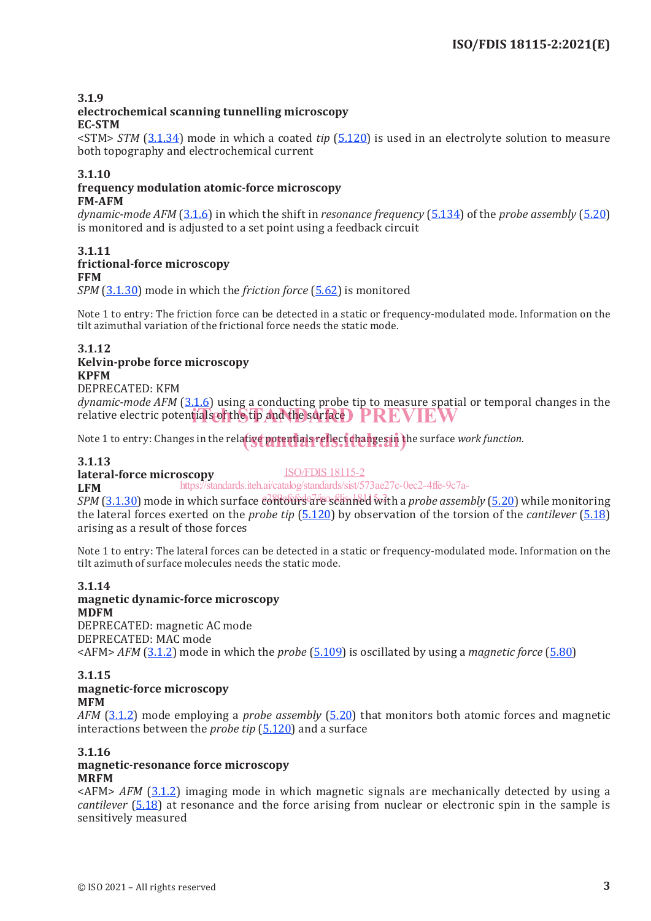**3.1.9**
**electrochemical scanning tunnelling microscopy**
**EC-STM**
<STM> *STM* (3.1.34) mode in which a coated *tip* (5.120) is used in an electrolyte solution to measure both topography and electrochemical current

**3.1.10**
**frequency modulation atomic-force microscopy**
**FM-AFM**
*dynamic-mode AFM* (3.1.6) in which the shift in *resonance frequency* (5.134) of the *probe assembly* (5.20) is monitored and is adjusted to a set point using a feedback circuit

**3.1.11**
**frictional-force microscopy**
**FFM**
*SPM* (3.1.30) mode in which the *friction force* (5.62) is monitored

Note 1 to entry: The friction force can be detected in a static or frequency-modulated mode. Information on the tilt azimuthal variation of the frictional force needs the static mode.

**3.1.12**
**Kelvin-probe force microscopy**
**KPFM**
DEPRECATED: KFM
*dynamic-mode AFM* (3.1.6) using a conducting probe tip to measure spatial or temporal changes in the relative electric potentials of the tip and the surface

Note 1 to entry: Changes in the relative potentials reflect changes in the surface *work function*.

**3.1.13**
**lateral-force microscopy**
**LFM**
*SPM* (3.1.30) mode in which surface contours are scanned with a *probe assembly* (5.20) while monitoring the lateral forces exerted on the *probe tip* (5.120) by observation of the torsion of the *cantilever* (5.18) arising as a result of those forces

Note 1 to entry: The lateral forces can be detected in a static or frequency-modulated mode. Information on the tilt azimuth of surface molecules needs the static mode.

**3.1.14**
**magnetic dynamic-force microscopy**
**MDFM**
DEPRECATED: magnetic AC mode
DEPRECATED: MAC mode
<AFM> *AFM* (3.1.2) mode in which the *probe* (5.109) is oscillated by using a *magnetic force* (5.80)

**3.1.15**
**magnetic-force microscopy**
**MFM**
*AFM* (3.1.2) mode employing a *probe assembly* (5.20) that monitors both atomic forces and magnetic interactions between the *probe tip* (5.120) and a surface

**3.1.16**
**magnetic-resonance force microscopy**
**MRFM**
<AFM> *AFM* (3.1.2) imaging mode in which magnetic signals are mechanically detected by using a *cantilever* (5.18) at resonance and the force arising from nuclear or electronic spin in the sample is sensitively measured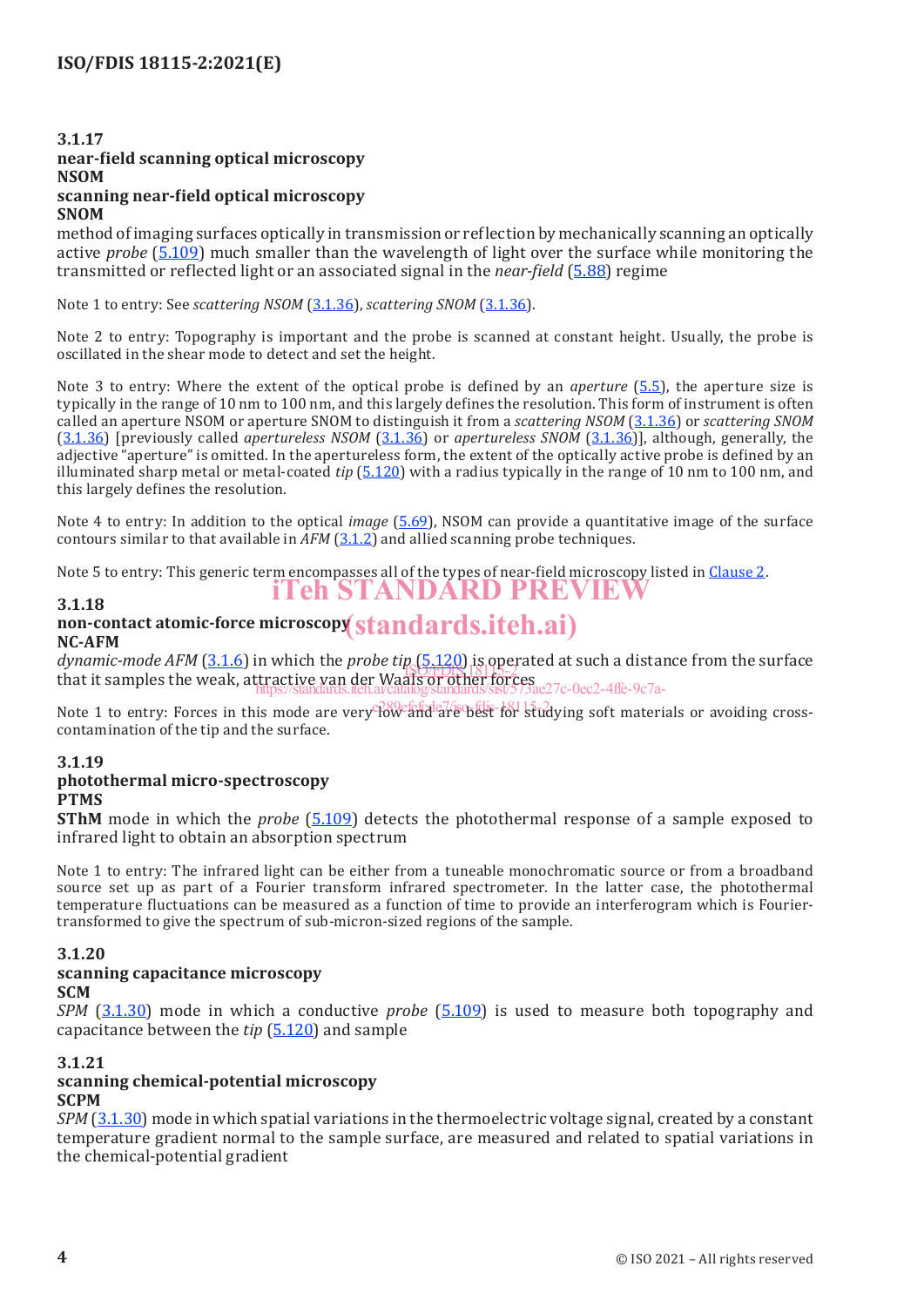**3.1.17**
**near-field scanning optical microscopy**
**NSOM**
**scanning near-field optical microscopy**
**SNOM**
method of imaging surfaces optically in transmission or reflection by mechanically scanning an optically active *probe* (5.109) much smaller than the wavelength of light over the surface while monitoring the transmitted or reflected light or an associated signal in the *near-field* (5.88) regime

Note 1 to entry: See *scattering NSOM* (3.1.36), *scattering SNOM* (3.1.36).

Note 2 to entry: Topography is important and the probe is scanned at constant height. Usually, the probe is oscillated in the shear mode to detect and set the height.

Note 3 to entry: Where the extent of the optical probe is defined by an *aperture* (5.5), the aperture size is typically in the range of 10 nm to 100 nm, and this largely defines the resolution. This form of instrument is often called an aperture NSOM or aperture SNOM to distinguish it from a *scattering NSOM* (3.1.36) or *scattering SNOM* (3.1.36) [previously called *apertureless NSOM* (3.1.36) or *apertureless SNOM* (3.1.36)], although, generally, the adjective "aperture" is omitted. In the apertureless form, the extent of the optically active probe is defined by an illuminated sharp metal or metal-coated *tip* (5.120) with a radius typically in the range of 10 nm to 100 nm, and this largely defines the resolution.

Note 4 to entry: In addition to the optical *image* (5.69), NSOM can provide a quantitative image of the surface contours similar to that available in *AFM* (3.1.2) and allied scanning probe techniques.

Note 5 to entry: This generic term encompasses all of the types of near-field microscopy listed in Clause 2.

**3.1.18**
**non-contact atomic-force microscopy**
**NC-AFM**
*dynamic-mode AFM* (3.1.6) in which the *probe tip* (5.120) is operated at such a distance from the surface that it samples the weak, attractive van der Waals or other forces

Note 1 to entry: Forces in this mode are very low and are best for studying soft materials or avoiding cross-contamination of the tip and the surface.

**3.1.19**
**photothermal micro-spectroscopy**
**PTMS**
**SThM** mode in which the *probe* (5.109) detects the photothermal response of a sample exposed to infrared light to obtain an absorption spectrum

Note 1 to entry: The infrared light can be either from a tuneable monochromatic source or from a broadband source set up as part of a Fourier transform infrared spectrometer. In the latter case, the photothermal temperature fluctuations can be measured as a function of time to provide an interferogram which is Fourier-transformed to give the spectrum of sub-micron-sized regions of the sample.

**3.1.20**
**scanning capacitance microscopy**
**SCM**
*SPM* (3.1.30) mode in which a conductive *probe* (5.109) is used to measure both topography and capacitance between the *tip* (5.120) and sample

**3.1.21**
**scanning chemical-potential microscopy**
**SCPM**
*SPM* (3.1.30) mode in which spatial variations in the thermoelectric voltage signal, created by a constant temperature gradient normal to the sample surface, are measured and related to spatial variations in the chemical-potential gradient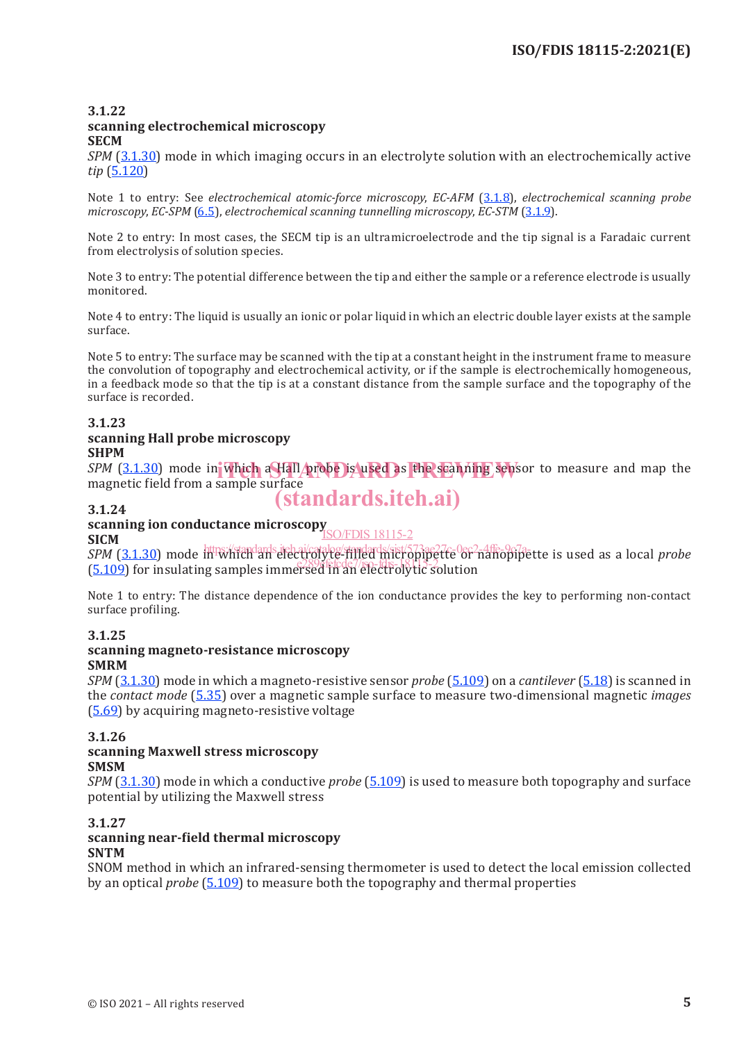**3.1.22**
**scanning electrochemical microscopy**
**SECM**
*SPM* (3.1.30) mode in which imaging occurs in an electrolyte solution with an electrochemically active *tip* (5.120)

Note 1 to entry: See *electrochemical atomic-force microscopy*, *EC-AFM* (3.1.8), *electrochemical scanning probe microscopy*, *EC-SPM* (6.5), *electrochemical scanning tunnelling microscopy*, *EC-STM* (3.1.9).

Note 2 to entry: In most cases, the SECM tip is an ultramicroelectrode and the tip signal is a Faradaic current from electrolysis of solution species.

Note 3 to entry: The potential difference between the tip and either the sample or a reference electrode is usually monitored.

Note 4 to entry: The liquid is usually an ionic or polar liquid in which an electric double layer exists at the sample surface.

Note 5 to entry: The surface may be scanned with the tip at a constant height in the instrument frame to measure the convolution of topography and electrochemical activity, or if the sample is electrochemically homogeneous, in a feedback mode so that the tip is at a constant distance from the sample surface and the topography of the surface is recorded.

**3.1.23**
**scanning Hall probe microscopy**
**SHPM**
*SPM* (3.1.30) mode in which a Hall probe is used as the scanning sensor to measure and map the magnetic field from a sample surface

**3.1.24**
**scanning ion conductance microscopy**
**SICM**
*SPM* (3.1.30) mode in which an electrolyte-filled micropipette or nanopipette is used as a local *probe* (5.109) for insulating samples immersed in an electrolytic solution

Note 1 to entry: The distance dependence of the ion conductance provides the key to performing non-contact surface profiling.

**3.1.25**
**scanning magneto-resistance microscopy**
**SMRM**
*SPM* (3.1.30) mode in which a magneto-resistive sensor *probe* (5.109) on a *cantilever* (5.18) is scanned in the *contact mode* (5.35) over a magnetic sample surface to measure two-dimensional magnetic *images* (5.69) by acquiring magneto-resistive voltage

**3.1.26**
**scanning Maxwell stress microscopy**
**SMSM**
*SPM* (3.1.30) mode in which a conductive *probe* (5.109) is used to measure both topography and surface potential by utilizing the Maxwell stress

**3.1.27**
**scanning near-field thermal microscopy**
**SNTM**
SNOM method in which an infrared-sensing thermometer is used to detect the local emission collected by an optical *probe* (5.109) to measure both the topography and thermal properties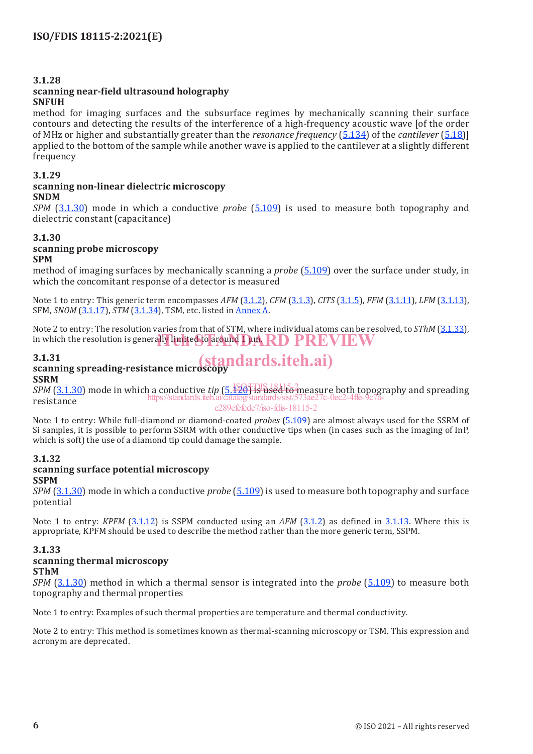### 3.1.28
**scanning near-field ultrasound holography**
**SNFUH**

method for imaging surfaces and the subsurface regimes by mechanically scanning their surface contours and detecting the results of the interference of a high-frequency acoustic wave [of the order of MHz or higher and substantially greater than the *resonance frequency* (5.134) of the *cantilever* (5.18)] applied to the bottom of the sample while another wave is applied to the cantilever at a slightly different frequency

### 3.1.29
**scanning non-linear dielectric microscopy**
**SNDM**

*SPM* (3.1.30) mode in which a conductive *probe* (5.109) is used to measure both topography and dielectric constant (capacitance)

### 3.1.30
**scanning probe microscopy**
**SPM**

method of imaging surfaces by mechanically scanning a *probe* (5.109) over the surface under study, in which the concomitant response of a detector is measured

Note 1 to entry: This generic term encompasses *AFM* (3.1.2), *CFM* (3.1.3), *CITS* (3.1.5), *FFM* (3.1.11), *LFM* (3.1.13), SFM, *SNOM* (3.1.17), *STM* (3.1.34), TSM, etc. listed in Annex A.

Note 2 to entry: The resolution varies from that of STM, where individual atoms can be resolved, to *SThM* (3.1.33), in which the resolution is generally limited to around 1 µm.

### 3.1.31
**scanning spreading-resistance microscopy**
**SSRM**

*SPM* (3.1.30) mode in which a conductive *tip* (5.120) is used to measure both topography and spreading resistance

Note 1 to entry: While full-diamond or diamond-coated *probes* (5.109) are almost always used for the SSRM of Si samples, it is possible to perform SSRM with other conductive tips when (in cases such as the imaging of InP, which is soft) the use of a diamond tip could damage the sample.

### 3.1.32
**scanning surface potential microscopy**
**SSPM**

*SPM* (3.1.30) mode in which a conductive *probe* (5.109) is used to measure both topography and surface potential

Note 1 to entry: *KPFM* (3.1.12) is SSPM conducted using an *AFM* (3.1.2) as defined in 3.1.13. Where this is appropriate, KPFM should be used to describe the method rather than the more generic term, SSPM.

### 3.1.33
**scanning thermal microscopy**
**SThM**

*SPM* (3.1.30) method in which a thermal sensor is integrated into the *probe* (5.109) to measure both topography and thermal properties

Note 1 to entry: Examples of such thermal properties are temperature and thermal conductivity.

Note 2 to entry: This method is sometimes known as thermal-scanning microscopy or TSM. This expression and acronym are deprecated.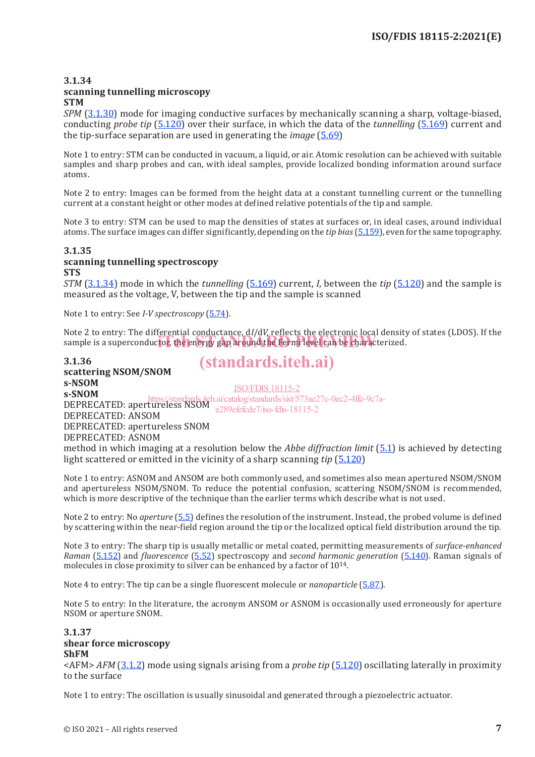### 3.1.34
**scanning tunnelling microscopy**
**STM**
*SPM* (3.1.30) mode for imaging conductive surfaces by mechanically scanning a sharp, voltage-biased, conducting *probe tip* (5.120) over their surface, in which the data of the *tunnelling* (5.169) current and the tip-surface separation are used in generating the *image* (5.69)

Note 1 to entry: STM can be conducted in vacuum, a liquid, or air. Atomic resolution can be achieved with suitable samples and sharp probes and can, with ideal samples, provide localized bonding information around surface atoms.

Note 2 to entry: Images can be formed from the height data at a constant tunnelling current or the tunnelling current at a constant height or other modes at defined relative potentials of the tip and sample.

Note 3 to entry: STM can be used to map the densities of states at surfaces or, in ideal cases, around individual atoms. The surface images can differ significantly, depending on the *tip bias* (5.159), even for the same topography.

### 3.1.35
**scanning tunnelling spectroscopy**
**STS**
*STM* (3.1.34) mode in which the *tunnelling* (5.169) current, $I$, between the *tip* (5.120) and the sample is measured as the voltage, V, between the tip and the sample is scanned

Note 1 to entry: See *I-V spectroscopy* (5.74).

Note 2 to entry: The differential conductance, $dI/dV$, reflects the electronic local density of states (LDOS). If the sample is a superconductor, the energy gap around the Fermi level can be characterized.

### 3.1.36
**scattering NSOM/SNOM**
**s-NSOM**
**s-SNOM**
DEPRECATED: apertureless NSOM
DEPRECATED: ANSOM
DEPRECATED: apertureless SNOM
DEPRECATED: ASNOM
method in which imaging at a resolution below the *Abbe diffraction limit* (5.1) is achieved by detecting light scattered or emitted in the vicinity of a sharp scanning *tip* (5.120)

Note 1 to entry: ASNOM and ANSOM are both commonly used, and sometimes also mean apertured NSOM/SNOM and apertureless NSOM/SNOM. To reduce the potential confusion, scattering NSOM/SNOM is recommended, which is more descriptive of the technique than the earlier terms which describe what is not used.

Note 2 to entry: No *aperture* (5.5) defines the resolution of the instrument. Instead, the probed volume is defined by scattering within the near-field region around the tip or the localized optical field distribution around the tip.

Note 3 to entry: The sharp tip is usually metallic or metal coated, permitting measurements of *surface-enhanced Raman* (5.152) and *fluorescence* (5.52) spectroscopy and *second harmonic generation* (5.140). Raman signals of molecules in close proximity to silver can be enhanced by a factor of $10^{14}$.

Note 4 to entry: The tip can be a single fluorescent molecule or *nanoparticle* (5.87).

Note 5 to entry: In the literature, the acronym ANSOM or ASNOM is occasionally used erroneously for aperture NSOM or aperture SNOM.

### 3.1.37
**shear force microscopy**
**ShFM**
<AFM> *AFM* (3.1.2) mode using signals arising from a *probe tip* (5.120) oscillating laterally in proximity to the surface

Note 1 to entry: The oscillation is usually sinusoidal and generated through a piezoelectric actuator.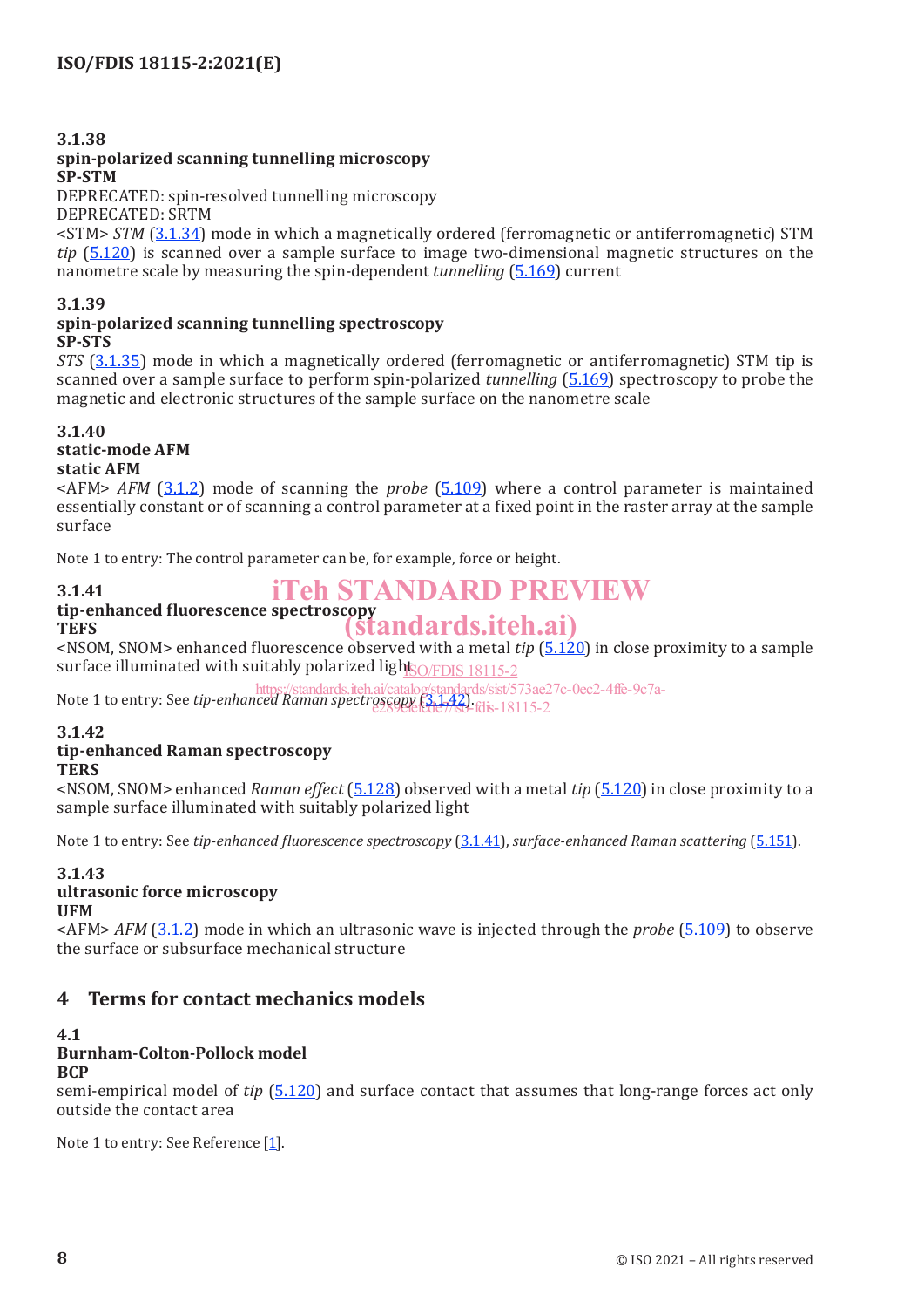### 3.1.38

**spin-polarized scanning tunnelling microscopy**

**SP-STM**

DEPRECATED: spin-resolved tunnelling microscopy

DEPRECATED: SRTM

<STM> *STM* (3.1.34) mode in which a magnetically ordered (ferromagnetic or antiferromagnetic) STM *tip* (5.120) is scanned over a sample surface to image two-dimensional magnetic structures on the nanometre scale by measuring the spin-dependent *tunnelling* (5.169) current

### 3.1.39

**spin-polarized scanning tunnelling spectroscopy**

**SP-STS**

*STS* (3.1.35) mode in which a magnetically ordered (ferromagnetic or antiferromagnetic) STM tip is scanned over a sample surface to perform spin-polarized *tunnelling* (5.169) spectroscopy to probe the magnetic and electronic structures of the sample surface on the nanometre scale

### 3.1.40

**static-mode AFM**

**static AFM**

<AFM> *AFM* (3.1.2) mode of scanning the *probe* (5.109) where a control parameter is maintained essentially constant or of scanning a control parameter at a fixed point in the raster array at the sample surface

Note 1 to entry: The control parameter can be, for example, force or height.

### 3.1.41

**tip-enhanced fluorescence spectroscopy**

**TEFS**

<NSOM, SNOM> enhanced fluorescence observed with a metal *tip* (5.120) in close proximity to a sample surface illuminated with suitably polarized light

Note 1 to entry: See *tip-enhanced Raman spectroscopy* (3.1.42).

### 3.1.42

**tip-enhanced Raman spectroscopy**

**TERS**

<NSOM, SNOM> enhanced *Raman effect* (5.128) observed with a metal *tip* (5.120) in close proximity to a sample surface illuminated with suitably polarized light

Note 1 to entry: See *tip-enhanced fluorescence spectroscopy* (3.1.41), *surface-enhanced Raman scattering* (5.151).

### 3.1.43

**ultrasonic force microscopy**

**UFM**

<AFM> *AFM* (3.1.2) mode in which an ultrasonic wave is injected through the *probe* (5.109) to observe the surface or subsurface mechanical structure

## 4 Terms for contact mechanics models

### 4.1

**Burnham-Colton-Pollock model**

**BCP**

semi-empirical model of *tip* (5.120) and surface contact that assumes that long-range forces act only outside the contact area

Note 1 to entry: See Reference [1].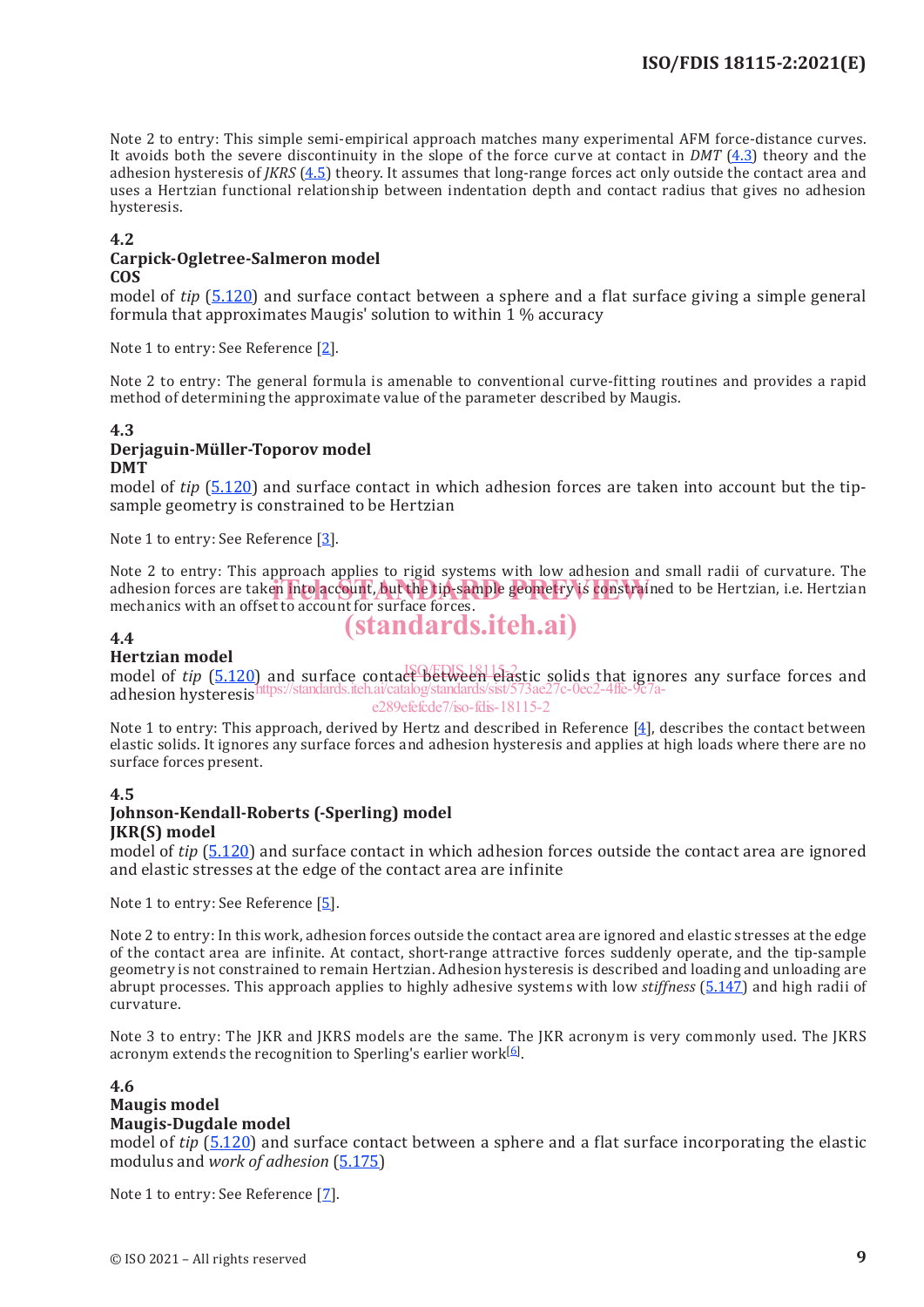Note 2 to entry: This simple semi-empirical approach matches many experimental AFM force-distance curves. It avoids both the severe discontinuity in the slope of the force curve at contact in *DMT* (4.3) theory and the adhesion hysteresis of *JKRS* (4.5) theory. It assumes that long-range forces act only outside the contact area and uses a Hertzian functional relationship between indentation depth and contact radius that gives no adhesion hysteresis.

**4.2**
**Carpick-Ogletree-Salmeron model**
**COS**
model of *tip* (5.120) and surface contact between a sphere and a flat surface giving a simple general formula that approximates Maugis' solution to within 1 % accuracy

Note 1 to entry: See Reference [2].

Note 2 to entry: The general formula is amenable to conventional curve-fitting routines and provides a rapid method of determining the approximate value of the parameter described by Maugis.

**4.3**
**Derjaguin-Müller-Toporov model**
**DMT**
model of *tip* (5.120) and surface contact in which adhesion forces are taken into account but the tip-sample geometry is constrained to be Hertzian

Note 1 to entry: See Reference [3].

Note 2 to entry: This approach applies to rigid systems with low adhesion and small radii of curvature. The adhesion forces are taken into account, but the tip-sample geometry is constrained to be Hertzian, i.e. Hertzian mechanics with an offset to account for surface forces.

**4.4**
**Hertzian model**
model of *tip* (5.120) and surface contact between elastic solids that ignores any surface forces and adhesion hysteresis

Note 1 to entry: This approach, derived by Hertz and described in Reference [4], describes the contact between elastic solids. It ignores any surface forces and adhesion hysteresis and applies at high loads where there are no surface forces present.

**4.5**
**Johnson-Kendall-Roberts (-Sperling) model**
**JKR(S) model**
model of *tip* (5.120) and surface contact in which adhesion forces outside the contact area are ignored and elastic stresses at the edge of the contact area are infinite

Note 1 to entry: See Reference [5].

Note 2 to entry: In this work, adhesion forces outside the contact area are ignored and elastic stresses at the edge of the contact area are infinite. At contact, short-range attractive forces suddenly operate, and the tip-sample geometry is not constrained to remain Hertzian. Adhesion hysteresis is described and loading and unloading are abrupt processes. This approach applies to highly adhesive systems with low *stiffness* (5.147) and high radii of curvature.

Note 3 to entry: The JKR and JKRS models are the same. The JKR acronym is very commonly used. The JKRS acronym extends the recognition to Sperling's earlier work[6].

**4.6**
**Maugis model**
**Maugis-Dugdale model**
model of *tip* (5.120) and surface contact between a sphere and a flat surface incorporating the elastic modulus and *work of adhesion* (5.175)

Note 1 to entry: See Reference [7].